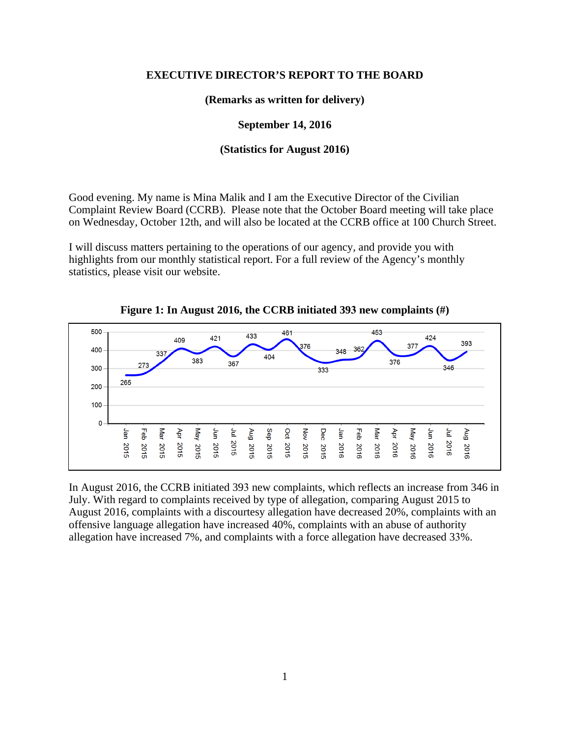**EXECUTIVE DIRECTOR'S REPORT TO THE BOARD**

**(Remarks as written for delivery)**

**September 14, 2016**

**(Statistics for August 2016)**

Good evening. My name is Mina Malik and I am the Executive Director of the Civilian Complaint Review Board (CCRB). Please note that the October Board meeting will take place on Wednesday, October 12th, and will also be located at the CCRB office at 100 Church Street.

I will discuss matters pertaining to the operations of our agency, and provide you with highlights from our monthly statistical report. For a full review of the Agency's monthly statistics, please visit our website.

**Figure 1: In August 2016, the CCRB initiated 393 new complaints (#)**

| Month | Complaints |
|---|---|
| Jan 2015 | 265 |
| Feb 2015 | 273 |
| Mar 2015 | 337 |
| Apr 2015 | 409 |
| May 2015 | 383 |
| Jun 2015 | 421 |
| Jul 2015 | 367 |
| Aug 2015 | 433 |
| Sep 2015 | 404 |
| Oct 2015 | 461 |
| Nov 2015 | 376 |
| Dec 2015 | 333 |
| Jan 2016 | 348 |
| Feb 2016 | 362 |
| Mar 2016 | 453 |
| Apr 2016 | 376 |
| May 2016 | 377 |
| Jun 2016 | 424 |
| Jul 2016 | 346 |
| Aug 2016 | 393 |

In August 2016, the CCRB initiated 393 new complaints, which reflects an increase from 346 in July. With regard to complaints received by type of allegation, comparing August 2015 to August 2016, complaints with a discourtesy allegation have decreased 20%, complaints with an offensive language allegation have increased 40%, complaints with an abuse of authority allegation have increased 7%, and complaints with a force allegation have decreased 33%.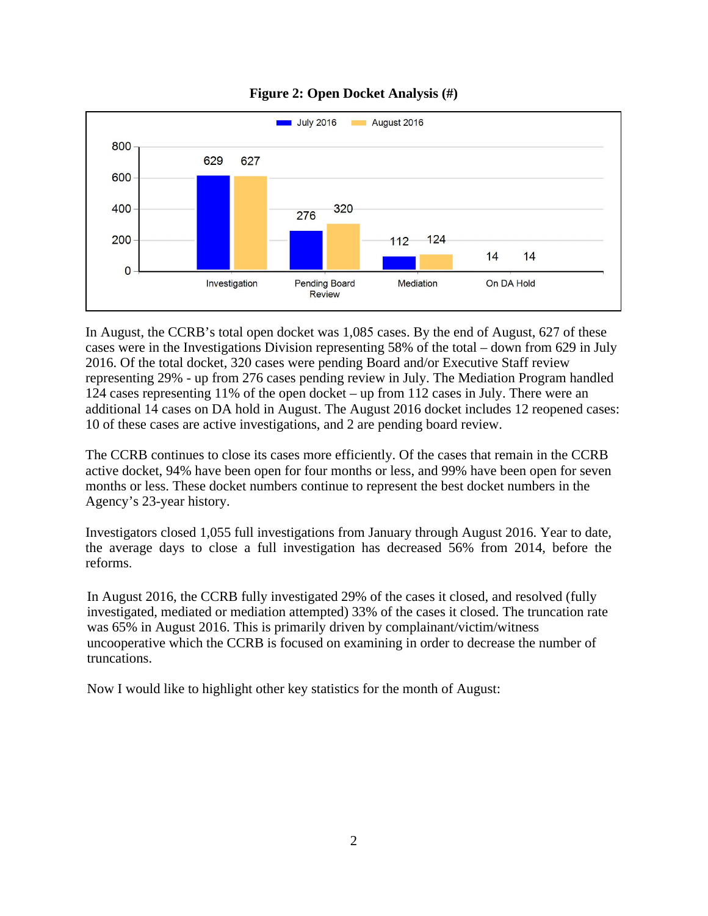**Figure 2: Open Docket Analysis (#)**

| | July 2016 | August 2016 |
|---|---|---|
| Investigation | 629 | 627 |
| Pending Board Review | 276 | 320 |
| Mediation | 112 | 124 |
| On DA Hold | 14 | 14 |

In August, the CCRB's total open docket was 1,085 cases. By the end of August, 627 of these cases were in the Investigations Division representing 58% of the total – down from 629 in July 2016. Of the total docket, 320 cases were pending Board and/or Executive Staff review representing 29% - up from 276 cases pending review in July. The Mediation Program handled 124 cases representing 11% of the open docket – up from 112 cases in July. There were an additional 14 cases on DA hold in August. The August 2016 docket includes 12 reopened cases: 10 of these cases are active investigations, and 2 are pending board review.

The CCRB continues to close its cases more efficiently. Of the cases that remain in the CCRB active docket, 94% have been open for four months or less, and 99% have been open for seven months or less. These docket numbers continue to represent the best docket numbers in the Agency's 23-year history.

Investigators closed 1,055 full investigations from January through August 2016. Year to date, the average days to close a full investigation has decreased 56% from 2014, before the reforms.

In August 2016, the CCRB fully investigated 29% of the cases it closed, and resolved (fully investigated, mediated or mediation attempted) 33% of the cases it closed. The truncation rate was 65% in August 2016. This is primarily driven by complainant/victim/witness uncooperative which the CCRB is focused on examining in order to decrease the number of truncations.

Now I would like to highlight other key statistics for the month of August: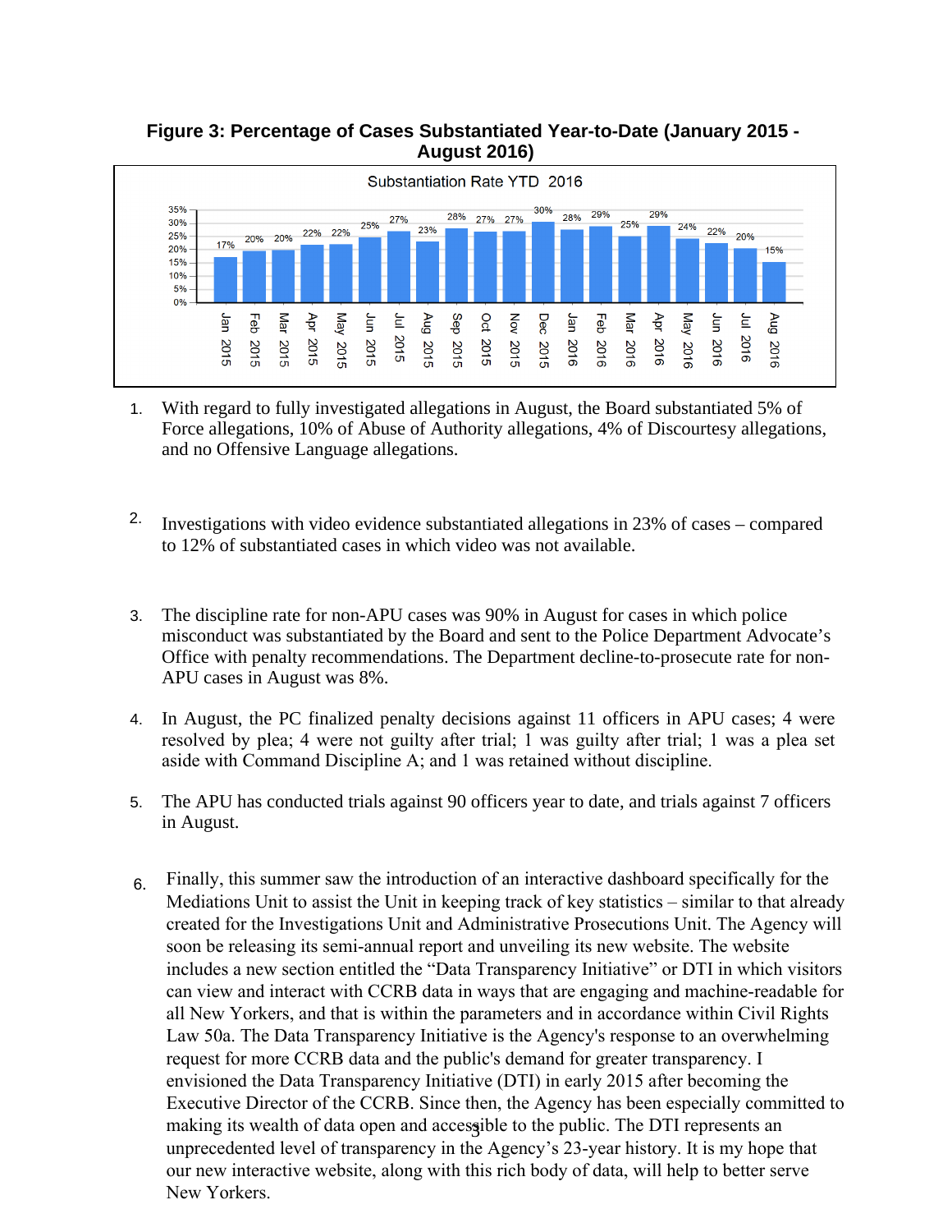**Figure 3: Percentage of Cases Substantiated Year-to-Date (January 2015 - August 2016)**

Substantiation Rate YTD 2016

35%
30%
25%
20%
15%
10%
5%
0%

17% 20% 20% 22% 22% 25% 27% 23% 28% 27% 27% 30% 28% 29% 25% 29% 24% 22% 20% 15%

Jan 2015, Feb 2015, Mar 2015, Apr 2015, May 2015, Jun 2015, Jul 2015, Aug 2015, Sep 2015, Oct 2015, Nov 2015, Dec 2015, Jan 2016, Feb 2016, Mar 2016, Apr 2016, May 2016, Jun 2016, Jul 2016, Aug 2016

1. With regard to fully investigated allegations in August, the Board substantiated 5% of Force allegations, 10% of Abuse of Authority allegations, 4% of Discourtesy allegations, and no Offensive Language allegations.

2. Investigations with video evidence substantiated allegations in 23% of cases – compared to 12% of substantiated cases in which video was not available.

3. The discipline rate for non-APU cases was 90% in August for cases in which police misconduct was substantiated by the Board and sent to the Police Department Advocate's Office with penalty recommendations. The Department decline-to-prosecute rate for non-APU cases in August was 8%.

4. In August, the PC finalized penalty decisions against 11 officers in APU cases; 4 were resolved by plea; 4 were not guilty after trial; 1 was guilty after trial; 1 was a plea set aside with Command Discipline A; and 1 was retained without discipline.

5. The APU has conducted trials against 90 officers year to date, and trials against 7 officers in August.

6. Finally, this summer saw the introduction of an interactive dashboard specifically for the Mediations Unit to assist the Unit in keeping track of key statistics – similar to that already created for the Investigations Unit and Administrative Prosecutions Unit. The Agency will soon be releasing its semi-annual report and unveiling its new website. The website includes a new section entitled the "Data Transparency Initiative" or DTI in which visitors can view and interact with CCRB data in ways that are engaging and machine-readable for all New Yorkers, and that is within the parameters and in accordance within Civil Rights Law 50a. The Data Transparency Initiative is the Agency's response to an overwhelming request for more CCRB data and the public's demand for greater transparency. I envisioned the Data Transparency Initiative (DTI) in early 2015 after becoming the Executive Director of the CCRB. Since then, the Agency has been especially committed to making its wealth of data open and accessible to the public. The DTI represents an unprecedented level of transparency in the Agency's 23-year history. It is my hope that our new interactive website, along with this rich body of data, will help to better serve New Yorkers.